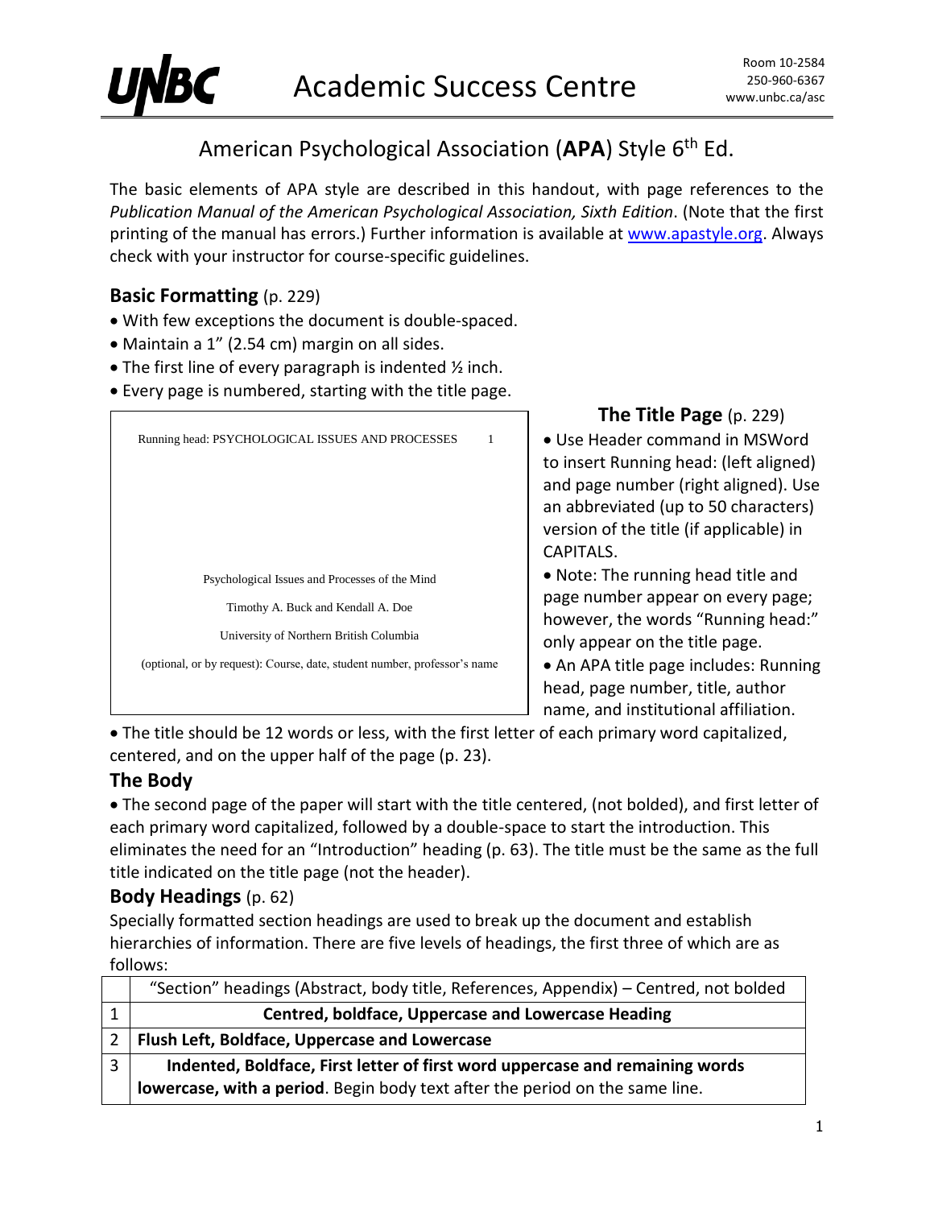# American Psychological Association (**APA**) Style 6th Ed.

The basic elements of APA style are described in this handout, with page references to the *Publication Manual of the American Psychological Association, Sixth Edition*. (Note that the first printing of the manual has errors.) Further information is available at www.apastyle.org. Always check with your instructor for course-specific guidelines.

## **Basic Formatting** (p. 229)

- With few exceptions the document is double-spaced.
- Maintain a 1" (2.54 cm) margin on all sides.
- The first line of every paragraph is indented ½ inch.
- Every page is numbered, starting with the title page.

```
Running head: PSYCHOLOGICAL ISSUES AND PROCESSES                    1



                 Psychological Issues and Processes of the Mind

                     Timothy A. Buck and Kendall A. Doe

                    University of Northern British Columbia

  (optional, or by request): Course, date, student number, professor's name
```

## **The Title Page** (p. 229)

- Use Header command in MSWord to insert Running head: (left aligned) and page number (right aligned). Use an abbreviated (up to 50 characters) version of the title (if applicable) in CAPITALS.
- Note: The running head title and page number appear on every page; however, the words "Running head:" only appear on the title page.
- An APA title page includes: Running head, page number, title, author name, and institutional affiliation.
- The title should be 12 words or less, with the first letter of each primary word capitalized, centered, and on the upper half of the page (p. 23).

## **The Body**

- The second page of the paper will start with the title centered, (not bolded), and first letter of each primary word capitalized, followed by a double-space to start the introduction. This eliminates the need for an "Introduction" heading (p. 63). The title must be the same as the full title indicated on the title page (not the header).

## **Body Headings** (p. 62)

Specially formatted section headings are used to break up the document and establish hierarchies of information. There are five levels of headings, the first three of which are as follows:

| | "Section" headings (Abstract, body title, References, Appendix) – Centred, not bolded |
|---|---|
| 1 | **Centred, boldface, Uppercase and Lowercase Heading** |
| 2 | **Flush Left, Boldface, Uppercase and Lowercase** |
| 3 | **Indented, Boldface, First letter of first word uppercase and remaining words lowercase, with a period**. Begin body text after the period on the same line. |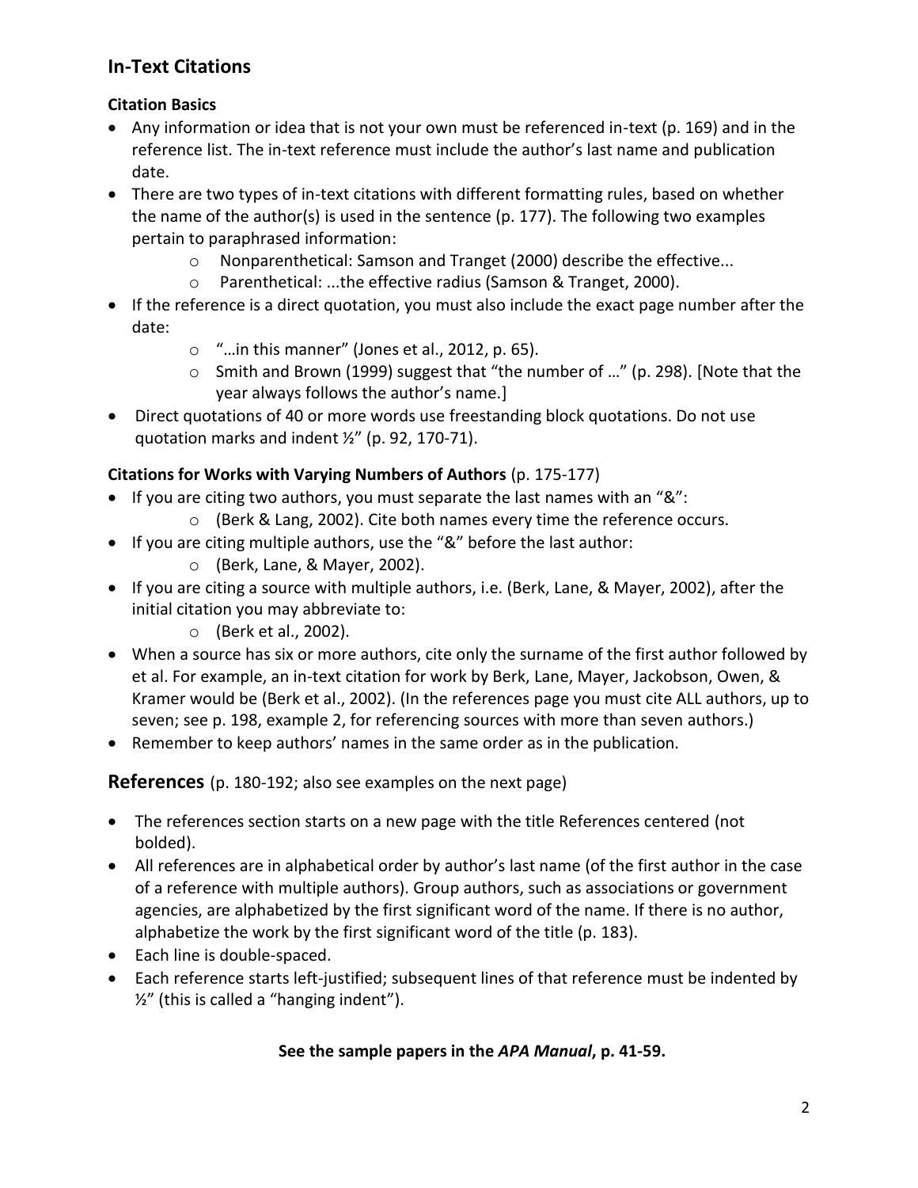## In-Text Citations

### Citation Basics

- Any information or idea that is not your own must be referenced in-text (p. 169) and in the reference list. The in-text reference must include the author's last name and publication date.
- There are two types of in-text citations with different formatting rules, based on whether the name of the author(s) is used in the sentence (p. 177). The following two examples pertain to paraphrased information:
    - Nonparenthetical: Samson and Tranget (2000) describe the effective...
    - Parenthetical: ...the effective radius (Samson & Tranget, 2000).
- If the reference is a direct quotation, you must also include the exact page number after the date:
    - "…in this manner" (Jones et al., 2012, p. 65).
    - Smith and Brown (1999) suggest that "the number of …" (p. 298). [Note that the year always follows the author's name.]
- Direct quotations of 40 or more words use freestanding block quotations. Do not use quotation marks and indent ½" (p. 92, 170-71).

### Citations for Works with Varying Numbers of Authors (p. 175-177)

- If you are citing two authors, you must separate the last names with an "&":
    - (Berk & Lang, 2002). Cite both names every time the reference occurs.
- If you are citing multiple authors, use the "&" before the last author:
    - (Berk, Lane, & Mayer, 2002).
- If you are citing a source with multiple authors, i.e. (Berk, Lane, & Mayer, 2002), after the initial citation you may abbreviate to:
    - (Berk et al., 2002).
- When a source has six or more authors, cite only the surname of the first author followed by et al. For example, an in-text citation for work by Berk, Lane, Mayer, Jackobson, Owen, & Kramer would be (Berk et al., 2002). (In the references page you must cite ALL authors, up to seven; see p. 198, example 2, for referencing sources with more than seven authors.)
- Remember to keep authors' names in the same order as in the publication.

## References (p. 180-192; also see examples on the next page)

- The references section starts on a new page with the title References centered (not bolded).
- All references are in alphabetical order by author's last name (of the first author in the case of a reference with multiple authors). Group authors, such as associations or government agencies, are alphabetized by the first significant word of the name. If there is no author, alphabetize the work by the first significant word of the title (p. 183).
- Each line is double-spaced.
- Each reference starts left-justified; subsequent lines of that reference must be indented by ½" (this is called a "hanging indent").

**See the sample papers in the *APA Manual*, p. 41-59.**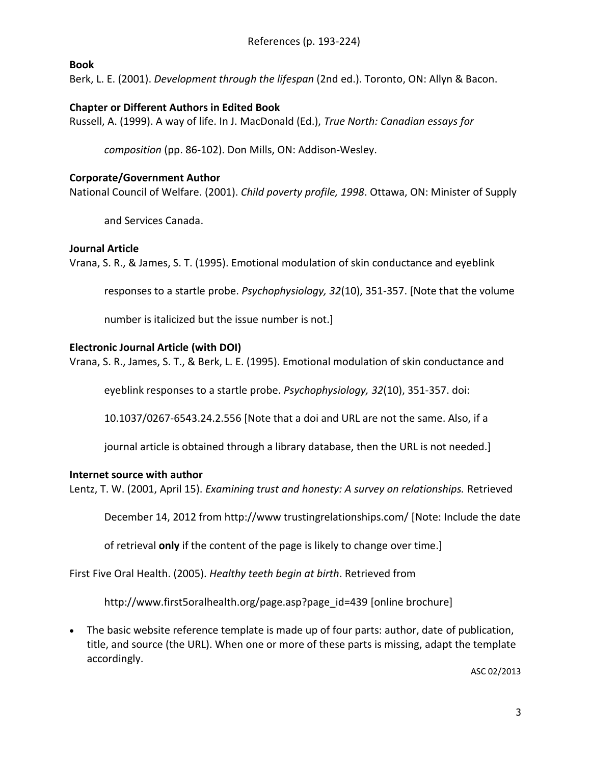References (p. 193-224)

**Book**

Berk, L. E. (2001). *Development through the lifespan* (2nd ed.). Toronto, ON: Allyn & Bacon.

**Chapter or Different Authors in Edited Book**

Russell, A. (1999). A way of life. In J. MacDonald (Ed.), *True North: Canadian essays for composition* (pp. 86-102). Don Mills, ON: Addison-Wesley.

**Corporate/Government Author**

National Council of Welfare. (2001). *Child poverty profile, 1998*. Ottawa, ON: Minister of Supply and Services Canada.

**Journal Article**

Vrana, S. R., & James, S. T. (1995). Emotional modulation of skin conductance and eyeblink responses to a startle probe. *Psychophysiology, 32*(10), 351-357. [Note that the volume number is italicized but the issue number is not.]

**Electronic Journal Article (with DOI)**

Vrana, S. R., James, S. T., & Berk, L. E. (1995). Emotional modulation of skin conductance and eyeblink responses to a startle probe. *Psychophysiology, 32*(10), 351-357. doi: 10.1037/0267-6543.24.2.556 [Note that a doi and URL are not the same. Also, if a journal article is obtained through a library database, then the URL is not needed.]

**Internet source with author**

Lentz, T. W. (2001, April 15). *Examining trust and honesty: A survey on relationships.* Retrieved December 14, 2012 from http://www trustingrelationships.com/ [Note: Include the date of retrieval **only** if the content of the page is likely to change over time.]

First Five Oral Health. (2005). *Healthy teeth begin at birth*. Retrieved from http://www.first5oralhealth.org/page.asp?page_id=439 [online brochure]

- The basic website reference template is made up of four parts: author, date of publication, title, and source (the URL). When one or more of these parts is missing, adapt the template accordingly.

ASC 02/2013